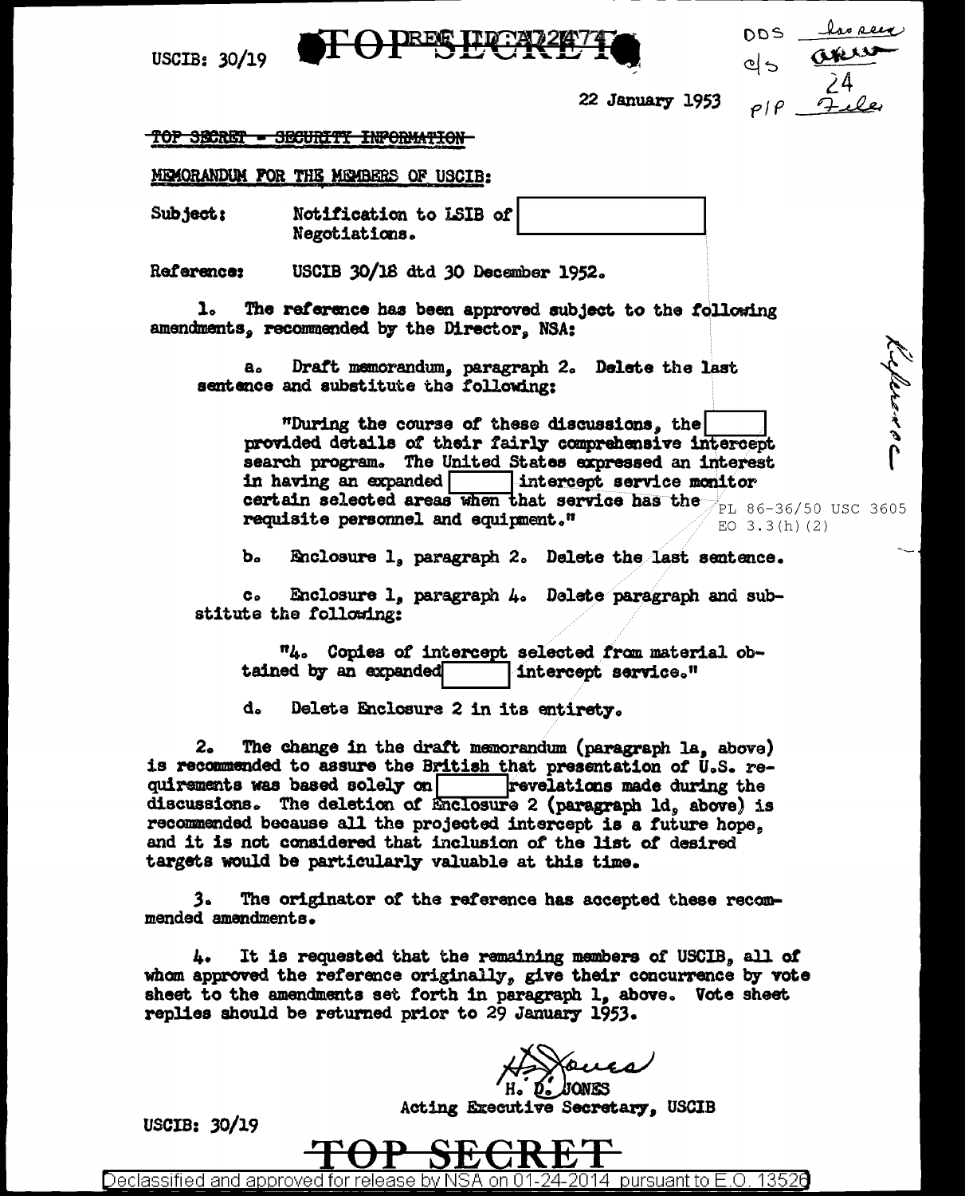USCIB: 30/19

**TOP SECRET**

22 January 1953

~~TOP SECRET - SECURITY INFORMATION~~

MEMORANDUM FOR THE MEMBERS OF USCIB:

Subject: Notification to LSIB of [REDACTED] Negotiations.

Reference: USCIB 30/18 dtd 30 December 1952.

1. The reference has been approved subject to the following amendments, recommended by the Director, NSA:

a. Draft memorandum, paragraph 2. Delete the last sentence and substitute the following:

> "During the course of these discussions, the [REDACTED] provided details of their fairly comprehensive intercept search program. The United States expressed an interest in having an expanded [REDACTED] intercept service monitor certain selected areas when that service has the requisite personnel and equipment."

PL 86-36/50 USC 3605
EO 3.3(h)(2)

b. Enclosure 1, paragraph 2. Delete the last sentence.

c. Enclosure 1, paragraph 4. Delete paragraph and substitute the following:

> "4. Copies of intercept selected from material obtained by an expanded [REDACTED] intercept service."

d. Delete Enclosure 2 in its entirety.

2. The change in the draft memorandum (paragraph 1a, above) is recommended to assure the British that presentation of U.S. requirements was based solely on [REDACTED] revelations made during the discussions. The deletion of Enclosure 2 (paragraph 1d, above) is recommended because all the projected intercept is a future hope, and it is not considered that inclusion of the list of desired targets would be particularly valuable at this time.

3. The originator of the reference has accepted these recommended amendments.

4. It is requested that the remaining members of USCIB, all of whom approved the reference originally, give their concurrence by vote sheet to the amendments set forth in paragraph 1, above. Vote sheet replies should be returned prior to 29 January 1953.

H. D. JONES
Acting Executive Secretary, USCIB

USCIB: 30/19

**TOP SECRET**

Declassified and approved for release by NSA on 01-24-2014 pursuant to E.O. 13526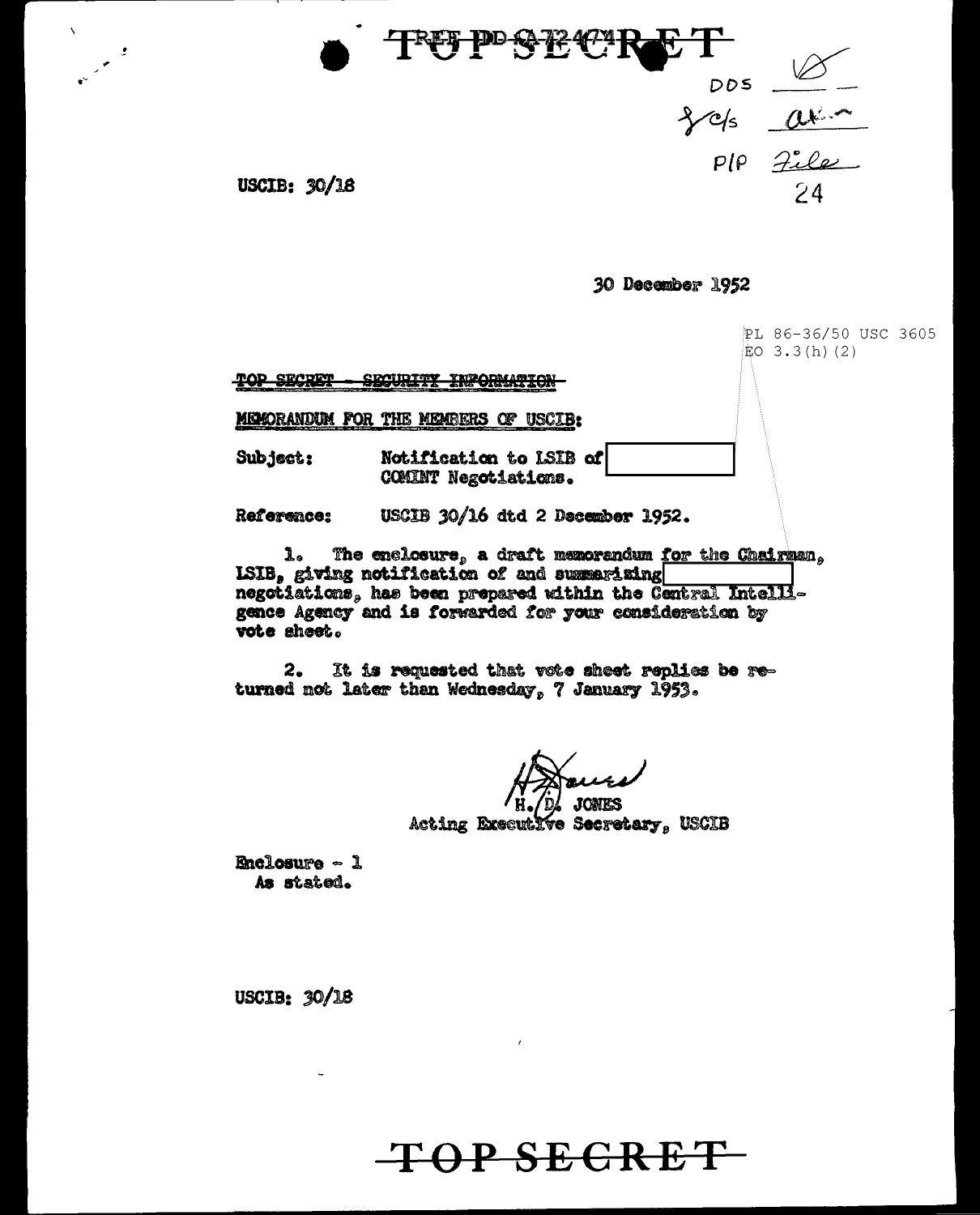TOP SECRET

DOS
J/C/s
P/P File
24

USCIB: 30/18

30 December 1952

PL 86-36/50 USC 3605
EO 3.3(h)(2)

~~TOP SECRET - SECURITY INFORMATION~~

MEMORANDUM FOR THE MEMBERS OF USCIB:

Subject: Notification to LSIB of [redacted] COMINT Negotiations.

Reference: USCIB 30/16 dtd 2 December 1952.

1. The enclosure, a draft memorandum for the Chairman, LSIB, giving notification of and summarizing [redacted] negotiations, has been prepared within the Central Intelligence Agency and is forwarded for your consideration by vote sheet.

2. It is requested that vote sheet replies be returned not later than Wednesday, 7 January 1953.

H. D. JONES
Acting Executive Secretary, USCIB

Enclosure - 1
As stated.

USCIB: 30/18

TOP SECRET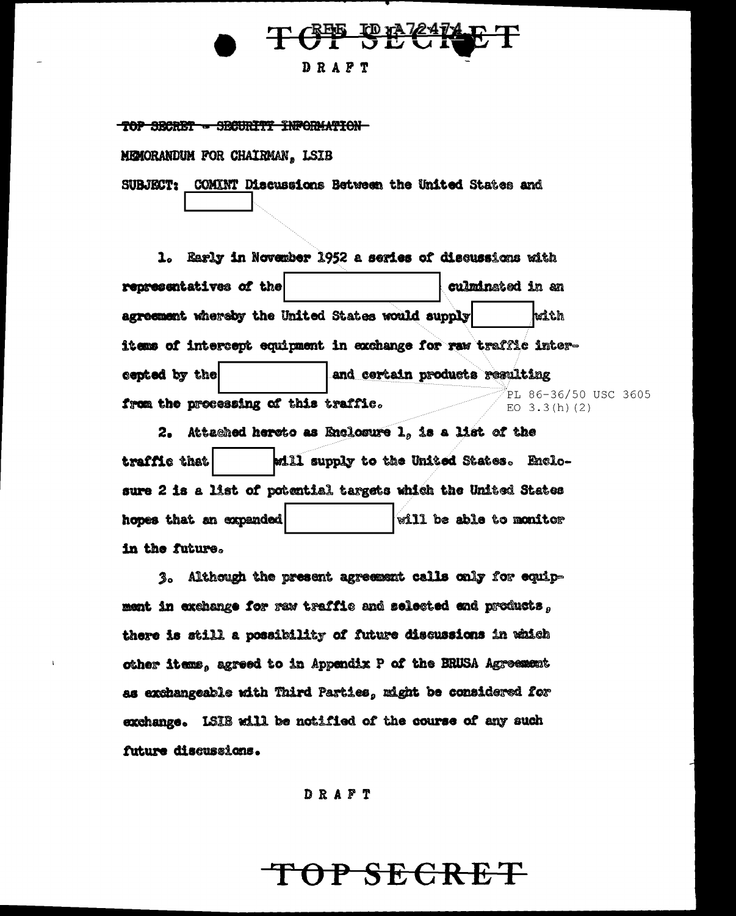TOP SECRET

DRAFT

~~TOP SECRET - SECURITY INFORMATION~~

MEMORANDUM FOR CHAIRMAN, LSIB

SUBJECT: COMINT Discussions Between the United States and [ ]

1. Early in November 1952 a series of discussions with representatives of the [ ] culminated in an agreement whereby the United States would supply [ ] with items of intercept equipment in exchange for raw traffic intercepted by the [ ] and certain products resulting from the processing of this traffic.

PL 86-36/50 USC 3605
EO 3.3(h)(2)

2. Attached hereto as Enclosure 1, is a list of the traffic that [ ] will supply to the United States. Enclosure 2 is a list of potential targets which the United States hopes that an expanded [ ] will be able to monitor in the future.

3. Although the present agreement calls only for equipment in exchange for raw traffic and selected end products, there is still a possibility of future discussions in which other items, agreed to in Appendix P of the BRUSA Agreement as exchangeable with Third Parties, might be considered for exchange. LSIB will be notified of the course of any such future discussions.

DRAFT

TOP SECRET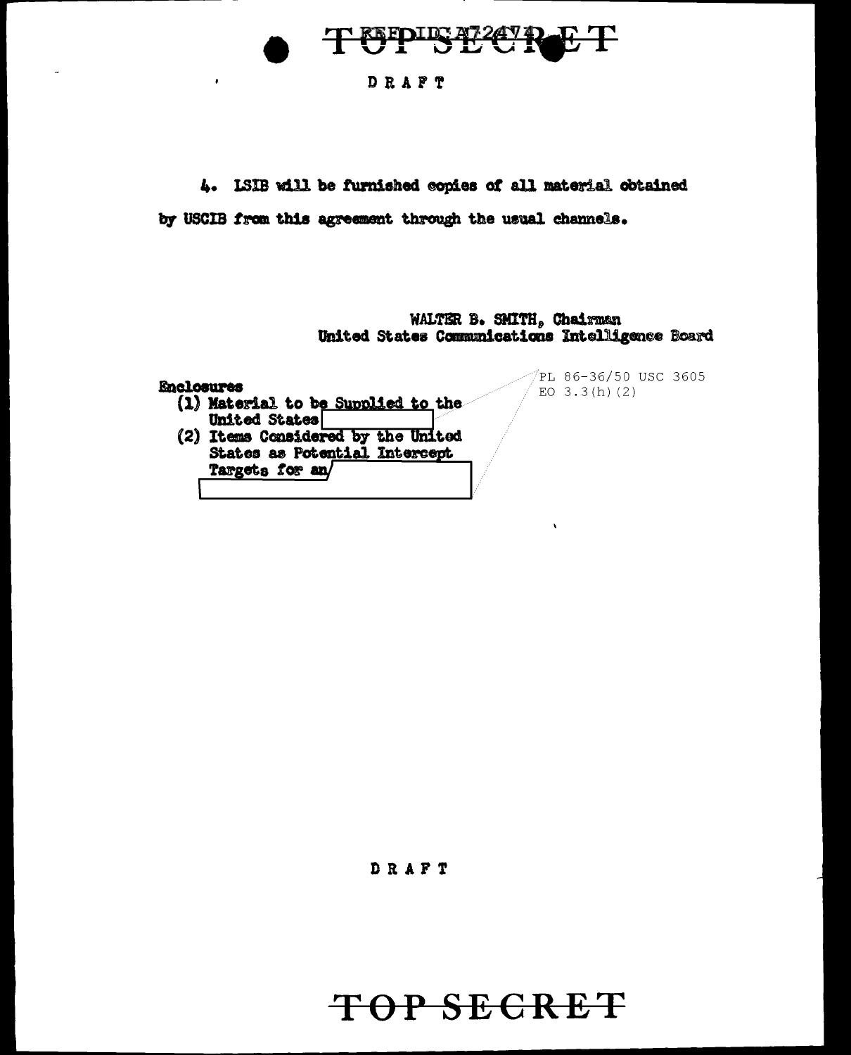DRAFT

4. LSIB will be furnished copies of all material obtained by USCIB from this agreement through the usual channels.

WALTER B. SMITH, Chairman
United States Communications Intelligence Board

PL 86-36/50 USC 3605
EO 3.3(h)(2)

Enclosures

(1) Material to be Supplied to the United States [ ]
(2) Items Considered by the United States as Potential Intercept Targets for an [ ]

DRAFT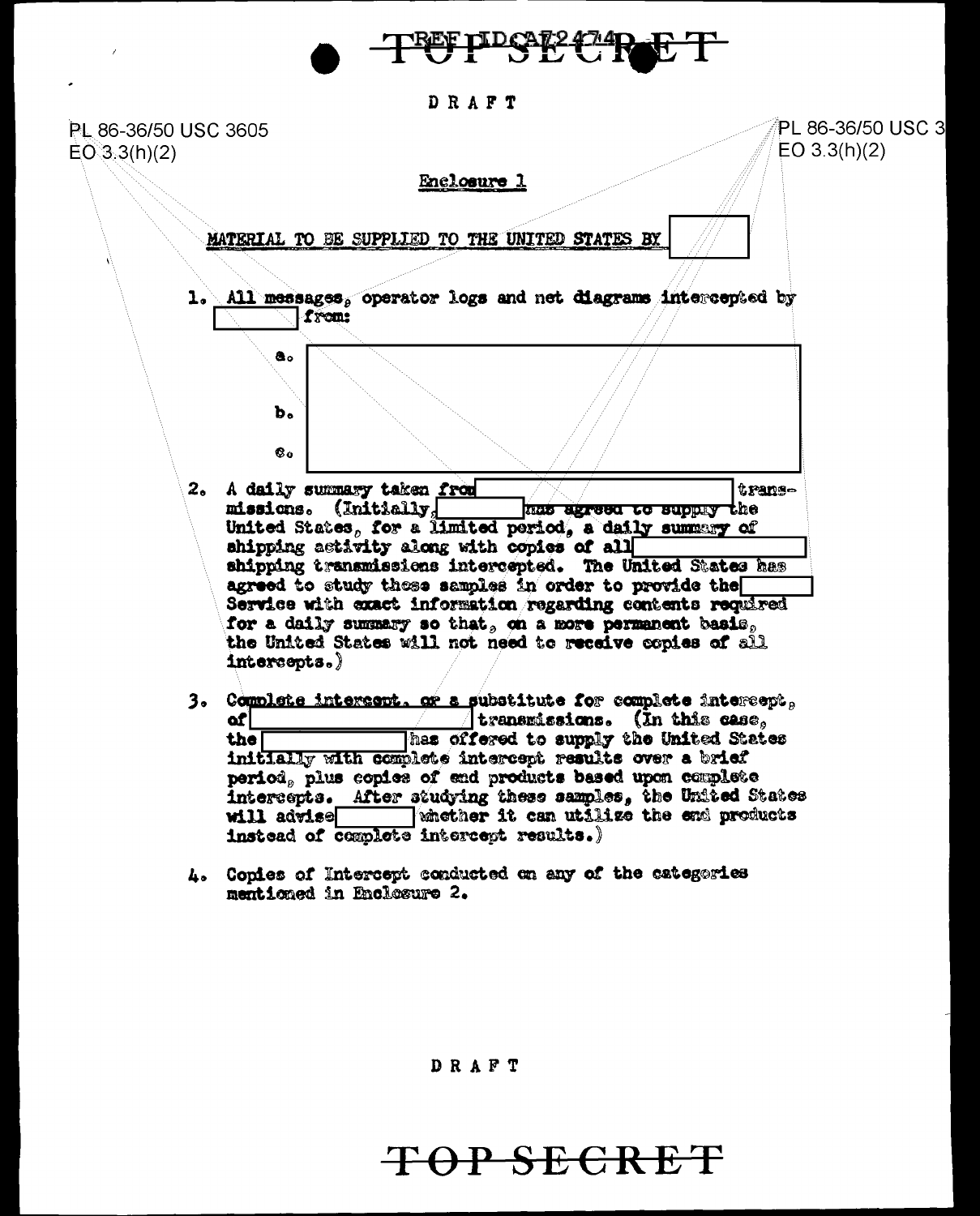DRAFT

PL 86-36/50 USC 3605
EO 3.3(h)(2)

PL 86-36/50 USC 3
EO 3.3(h)(2)

Enclosure 1

MATERIAL TO BE SUPPLIED TO THE UNITED STATES BY [ ]

1. All messages, operator logs and net diagrams intercepted by [ ] from:

   a. [ ]

   b.

   c.

2. A daily summary taken from [ ] transmissions. (Initially, [ ] has agreed to supply the United States, for a limited period, a daily summary of shipping activity along with copies of all [ ] shipping transmissions intercepted. The United States has agreed to study these samples in order to provide the [ ] Service with exact information regarding contents required for a daily summary so that, on a more permanent basis, the United States will not need to receive copies of all intercepts.)

3. Complete intercept, or a substitute for complete intercept, of [ ] transmissions. (In this case, the [ ] has offered to supply the United States initially with complete intercept results over a brief period, plus copies of end products based upon complete intercepts. After studying these samples, the United States will advise [ ] whether it can utilize the end products instead of complete intercept results.)

4. Copies of Intercept conducted on any of the categories mentioned in Enclosure 2.

DRAFT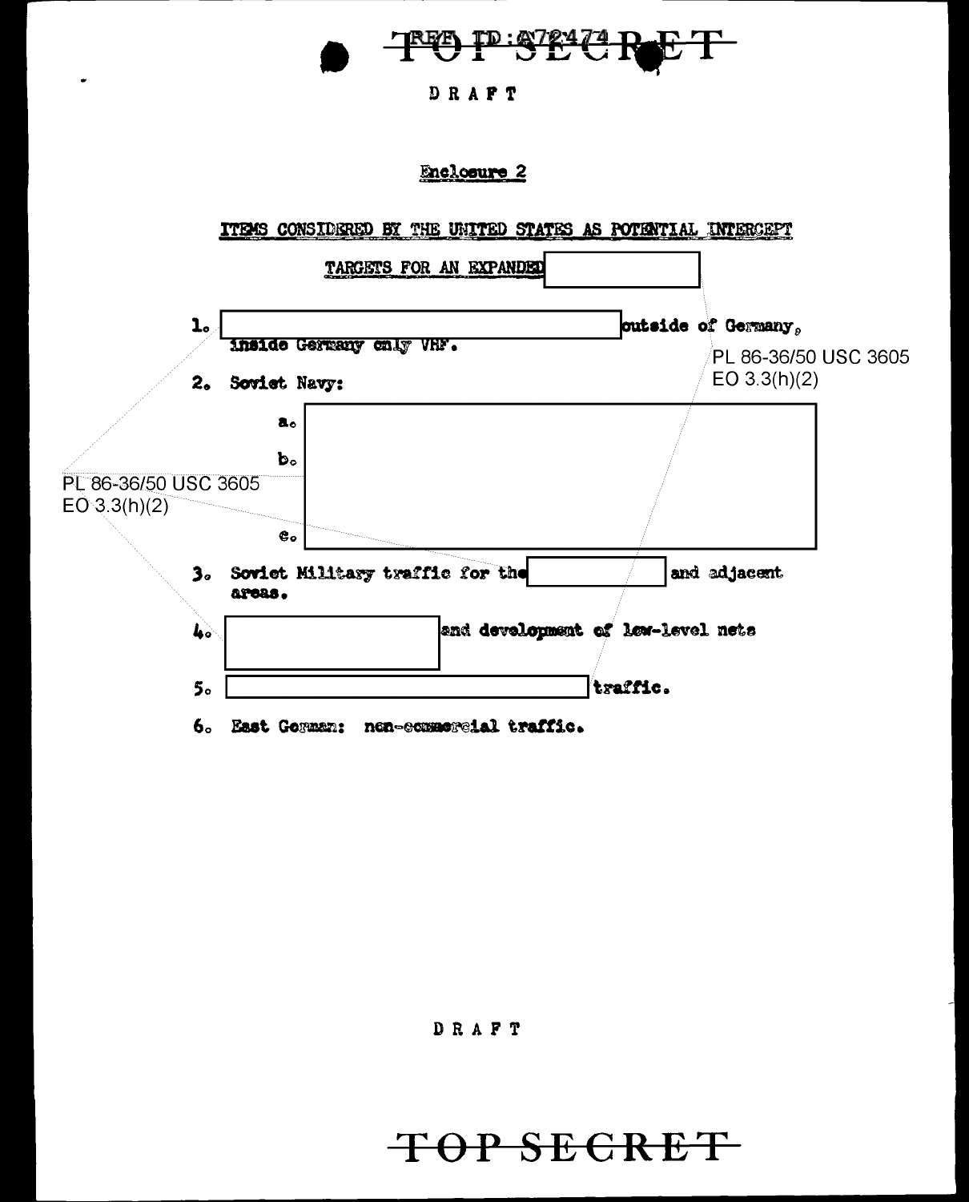DRAFT

## Enclosure 2

### ITEMS CONSIDERED BY THE UNITED STATES AS POTENTIAL INTERCEPT TARGETS FOR AN EXPANDED [REDACTED]

1. [REDACTED] outside of Germany, inside Germany only VHF.

PL 86-36/50 USC 3605
EO 3.3(h)(2)

2. Soviet Navy:

   a. [REDACTED]

   b. [REDACTED]

   c. [REDACTED]

PL 86-36/50 USC 3605
EO 3.3(h)(2)

3. Soviet Military traffic for the [REDACTED] and adjacent areas.

4. [REDACTED] and development of low-level nets

5. [REDACTED] traffic.

6. East German: non-commercial traffic.

DRAFT